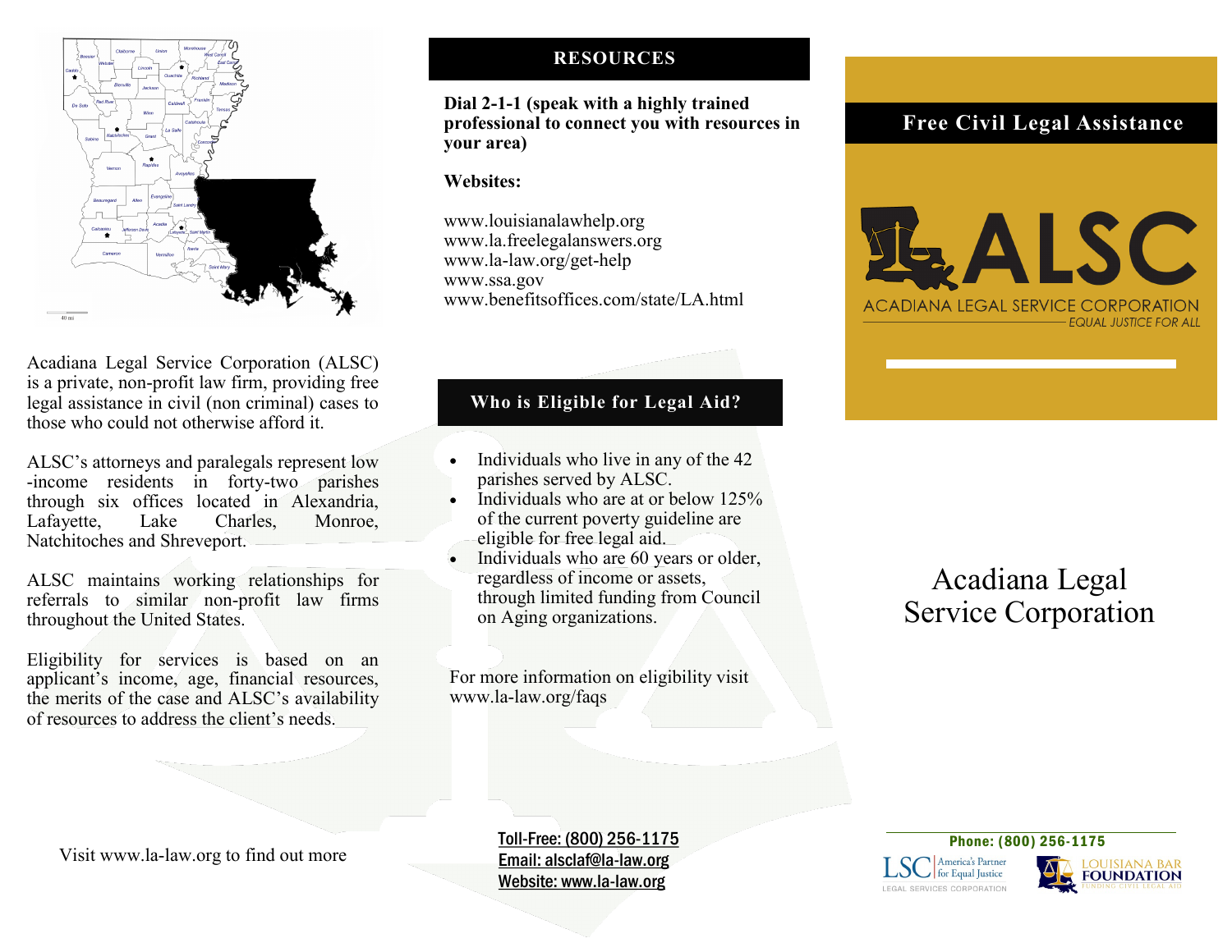Acadiana Legal Service Corporation (ALSC) is a private, non-profit law firm, providing free legal assistance in civil (non criminal) cases to those who could not otherwise afford it.

ALSC's attorneys and paralegals represent low-income residents in forty-two parishes through six offices located in Alexandria, Lafayette, Lake Charles, Monroe, Natchitoches and Shreveport.

ALSC maintains working relationships for referrals to similar non-profit law firms throughout the United States.

Eligibility for services is based on an applicant's income, age, financial resources, the merits of the case and ALSC's availability of resources to address the client's needs.

Visit www.la-law.org to find out more

## RESOURCES

**Dial 2-1-1 (speak with a highly trained professional to connect you with resources in your area)**

**Websites:**

www.louisianalawhelp.org
www.la.freelegalanswers.org
www.la-law.org/get-help
www.ssa.gov
www.benefitsoffices.com/state/LA.html

## Who is Eligible for Legal Aid?

- Individuals who live in any of the 42 parishes served by ALSC.
- Individuals who are at or below 125% of the current poverty guideline are eligible for free legal aid.
- Individuals who are 60 years or older, regardless of income or assets, through limited funding from Council on Aging organizations.

For more information on eligibility visit www.la-law.org/faqs

Toll-Free: (800) 256-1175
Email: alsclaf@la-law.org
Website: www.la-law.org

## Free Civil Legal Assistance

ALSC
ACADIANA LEGAL SERVICE CORPORATION
*EQUAL JUSTICE FOR ALL*

# Acadiana Legal Service Corporation

Phone: (800) 256-1175

LSC America's Partner for Equal Justice — LEGAL SERVICES CORPORATION

LOUISIANA BAR FOUNDATION — FUNDING CIVIL LEGAL AID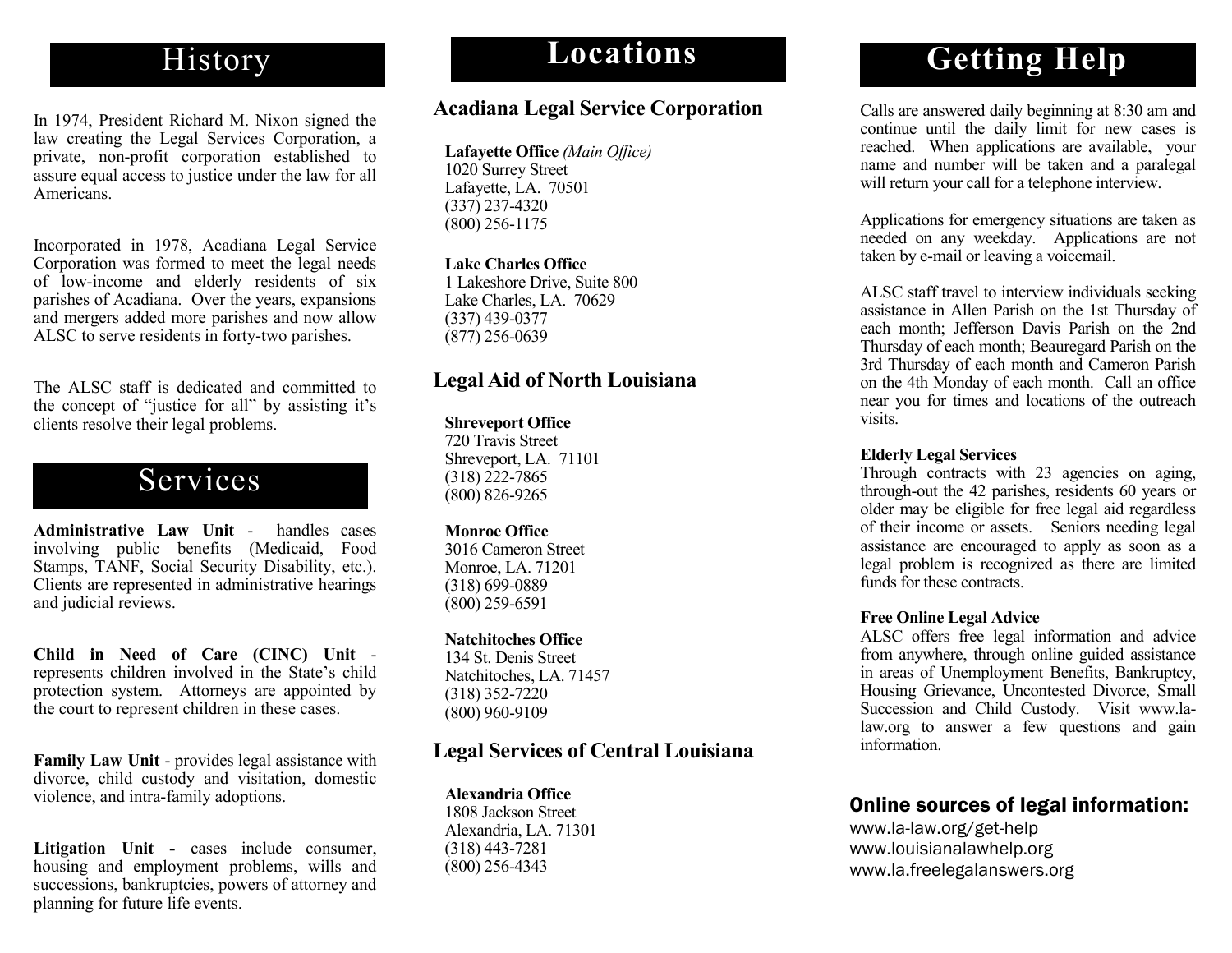# History

In 1974, President Richard M. Nixon signed the law creating the Legal Services Corporation, a private, non-profit corporation established to assure equal access to justice under the law for all Americans.

Incorporated in 1978, Acadiana Legal Service Corporation was formed to meet the legal needs of low-income and elderly residents of six parishes of Acadiana. Over the years, expansions and mergers added more parishes and now allow ALSC to serve residents in forty-two parishes.

The ALSC staff is dedicated and committed to the concept of "justice for all" by assisting it's clients resolve their legal problems.

# Services

**Administrative Law Unit** - handles cases involving public benefits (Medicaid, Food Stamps, TANF, Social Security Disability, etc.). Clients are represented in administrative hearings and judicial reviews.

**Child in Need of Care (CINC) Unit** - represents children involved in the State's child protection system. Attorneys are appointed by the court to represent children in these cases.

**Family Law Unit** - provides legal assistance with divorce, child custody and visitation, domestic violence, and intra-family adoptions.

**Litigation Unit -** cases include consumer, housing and employment problems, wills and successions, bankruptcies, powers of attorney and planning for future life events.

# Locations

## Acadiana Legal Service Corporation

**Lafayette Office** *(Main Office)*
1020 Surrey Street
Lafayette, LA. 70501
(337) 237-4320
(800) 256-1175

**Lake Charles Office**
1 Lakeshore Drive, Suite 800
Lake Charles, LA. 70629
(337) 439-0377
(877) 256-0639

## Legal Aid of North Louisiana

**Shreveport Office**
720 Travis Street
Shreveport, LA. 71101
(318) 222-7865
(800) 826-9265

**Monroe Office**
3016 Cameron Street
Monroe, LA. 71201
(318) 699-0889
(800) 259-6591

**Natchitoches Office**
134 St. Denis Street
Natchitoches, LA. 71457
(318) 352-7220
(800) 960-9109

## Legal Services of Central Louisiana

**Alexandria Office**
1808 Jackson Street
Alexandria, LA. 71301
(318) 443-7281
(800) 256-4343

# Getting Help

Calls are answered daily beginning at 8:30 am and continue until the daily limit for new cases is reached. When applications are available, your name and number will be taken and a paralegal will return your call for a telephone interview.

Applications for emergency situations are taken as needed on any weekday. Applications are not taken by e-mail or leaving a voicemail.

ALSC staff travel to interview individuals seeking assistance in Allen Parish on the 1st Thursday of each month; Jefferson Davis Parish on the 2nd Thursday of each month; Beauregard Parish on the 3rd Thursday of each month and Cameron Parish on the 4th Monday of each month. Call an office near you for times and locations of the outreach visits.

**Elderly Legal Services**
Through contracts with 23 agencies on aging, through-out the 42 parishes, residents 60 years or older may be eligible for free legal aid regardless of their income or assets. Seniors needing legal assistance are encouraged to apply as soon as a legal problem is recognized as there are limited funds for these contracts.

**Free Online Legal Advice**
ALSC offers free legal information and advice from anywhere, through online guided assistance in areas of Unemployment Benefits, Bankruptcy, Housing Grievance, Uncontested Divorce, Small Succession and Child Custody. Visit www.la-law.org to answer a few questions and gain information.

## Online sources of legal information:

www.la-law.org/get-help
www.louisianalawhelp.org
www.la.freelegalanswers.org